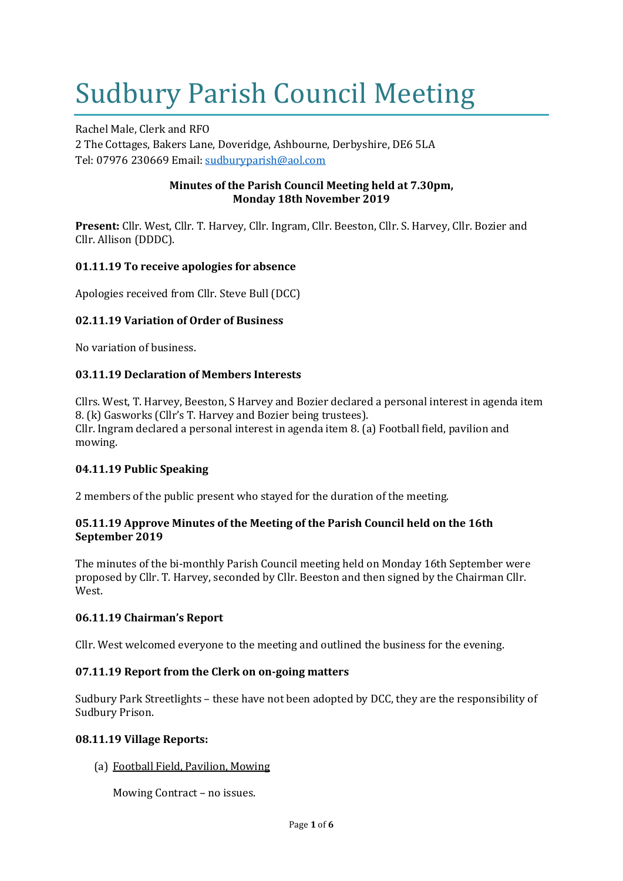# Sudbury Parish Council Meeting

Rachel Male, Clerk and RFO
2 The Cottages, Bakers Lane, Doveridge, Ashbourne, Derbyshire, DE6 5LA
Tel: 07976 230669 Email: sudburyparish@aol.com

**Minutes of the Parish Council Meeting held at 7.30pm, Monday 18th November 2019**

**Present:** Cllr. West, Cllr. T. Harvey, Cllr. Ingram, Cllr. Beeston, Cllr. S. Harvey, Cllr. Bozier and Cllr. Allison (DDDC).

### 01.11.19 To receive apologies for absence

Apologies received from Cllr. Steve Bull (DCC)

### 02.11.19 Variation of Order of Business

No variation of business.

### 03.11.19 Declaration of Members Interests

Cllrs. West, T. Harvey, Beeston, S Harvey and Bozier declared a personal interest in agenda item 8. (k) Gasworks (Cllr's T. Harvey and Bozier being trustees).
Cllr. Ingram declared a personal interest in agenda item 8. (a) Football field, pavilion and mowing.

### 04.11.19 Public Speaking

2 members of the public present who stayed for the duration of the meeting.

### 05.11.19 Approve Minutes of the Meeting of the Parish Council held on the 16th September 2019

The minutes of the bi-monthly Parish Council meeting held on Monday 16th September were proposed by Cllr. T. Harvey, seconded by Cllr. Beeston and then signed by the Chairman Cllr. West.

### 06.11.19 Chairman's Report

Cllr. West welcomed everyone to the meeting and outlined the business for the evening.

### 07.11.19 Report from the Clerk on on-going matters

Sudbury Park Streetlights – these have not been adopted by DCC, they are the responsibility of Sudbury Prison.

### 08.11.19 Village Reports:

(a) Football Field, Pavilion, Mowing

Mowing Contract – no issues.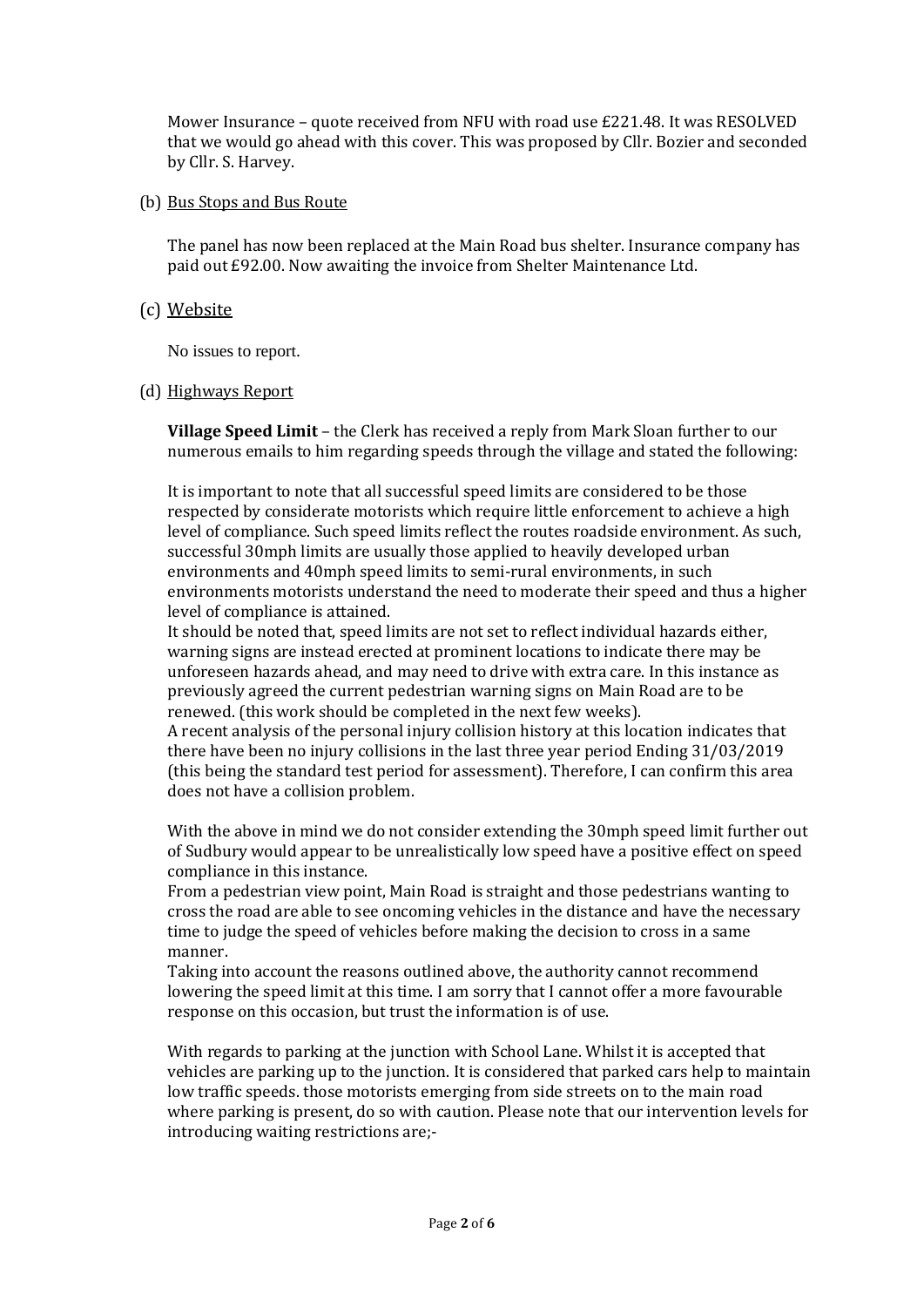Mower Insurance – quote received from NFU with road use £221.48. It was RESOLVED that we would go ahead with this cover. This was proposed by Cllr. Bozier and seconded by Cllr. S. Harvey.

(b) Bus Stops and Bus Route

The panel has now been replaced at the Main Road bus shelter. Insurance company has paid out £92.00. Now awaiting the invoice from Shelter Maintenance Ltd.

(c) Website

No issues to report.

(d) Highways Report

**Village Speed Limit** – the Clerk has received a reply from Mark Sloan further to our numerous emails to him regarding speeds through the village and stated the following:

It is important to note that all successful speed limits are considered to be those respected by considerate motorists which require little enforcement to achieve a high level of compliance. Such speed limits reflect the routes roadside environment. As such, successful 30mph limits are usually those applied to heavily developed urban environments and 40mph speed limits to semi-rural environments, in such environments motorists understand the need to moderate their speed and thus a higher level of compliance is attained.
It should be noted that, speed limits are not set to reflect individual hazards either, warning signs are instead erected at prominent locations to indicate there may be unforeseen hazards ahead, and may need to drive with extra care. In this instance as previously agreed the current pedestrian warning signs on Main Road are to be renewed. (this work should be completed in the next few weeks).
A recent analysis of the personal injury collision history at this location indicates that there have been no injury collisions in the last three year period Ending 31/03/2019 (this being the standard test period for assessment). Therefore, I can confirm this area does not have a collision problem.

With the above in mind we do not consider extending the 30mph speed limit further out of Sudbury would appear to be unrealistically low speed have a positive effect on speed compliance in this instance.
From a pedestrian view point, Main Road is straight and those pedestrians wanting to cross the road are able to see oncoming vehicles in the distance and have the necessary time to judge the speed of vehicles before making the decision to cross in a same manner.
Taking into account the reasons outlined above, the authority cannot recommend lowering the speed limit at this time. I am sorry that I cannot offer a more favourable response on this occasion, but trust the information is of use.

With regards to parking at the junction with School Lane. Whilst it is accepted that vehicles are parking up to the junction. It is considered that parked cars help to maintain low traffic speeds. those motorists emerging from side streets on to the main road where parking is present, do so with caution. Please note that our intervention levels for introducing waiting restrictions are;-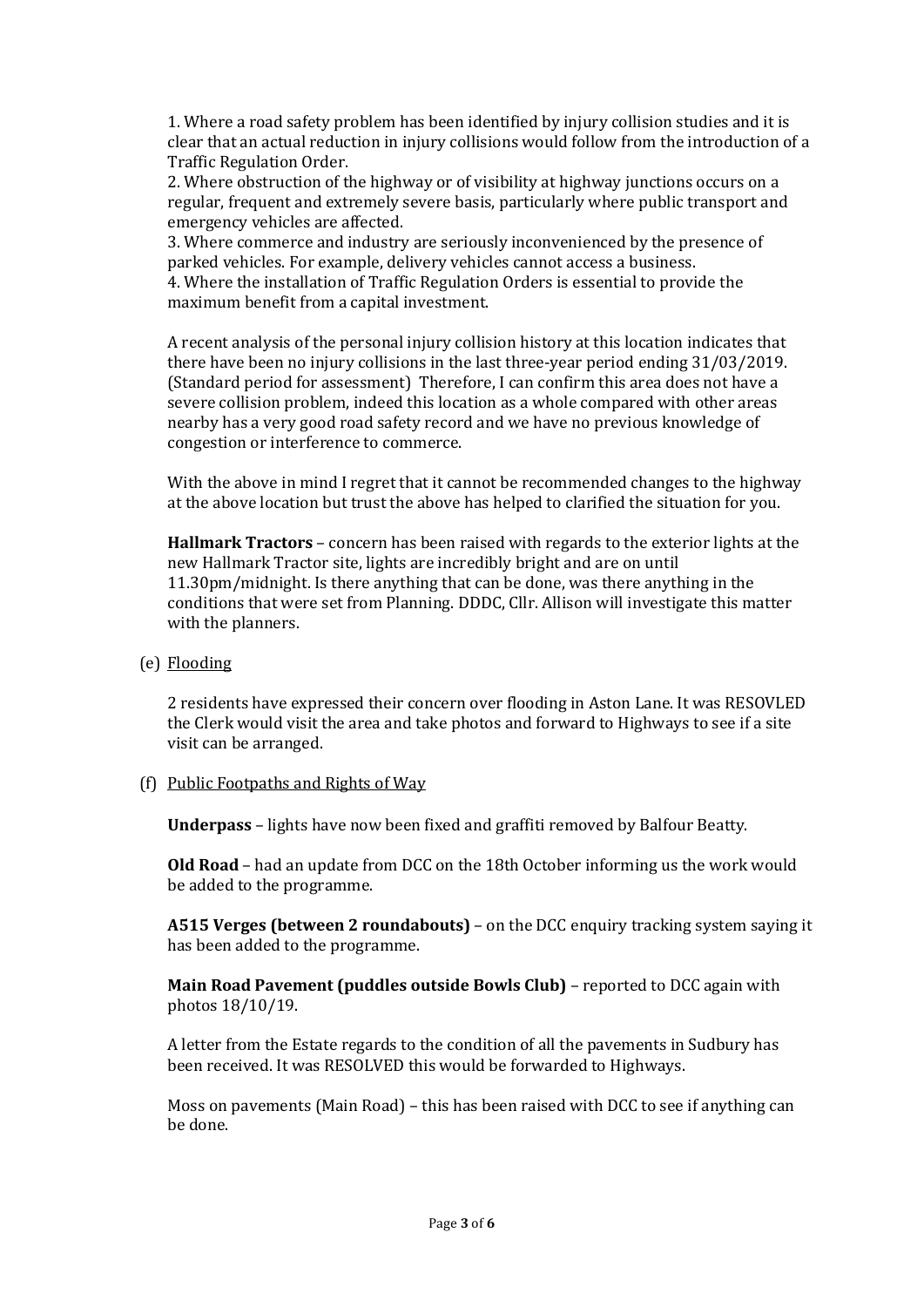1. Where a road safety problem has been identified by injury collision studies and it is clear that an actual reduction in injury collisions would follow from the introduction of a Traffic Regulation Order.
2. Where obstruction of the highway or of visibility at highway junctions occurs on a regular, frequent and extremely severe basis, particularly where public transport and emergency vehicles are affected.
3. Where commerce and industry are seriously inconvenienced by the presence of parked vehicles. For example, delivery vehicles cannot access a business.
4. Where the installation of Traffic Regulation Orders is essential to provide the maximum benefit from a capital investment.

A recent analysis of the personal injury collision history at this location indicates that there have been no injury collisions in the last three-year period ending 31/03/2019. (Standard period for assessment) Therefore, I can confirm this area does not have a severe collision problem, indeed this location as a whole compared with other areas nearby has a very good road safety record and we have no previous knowledge of congestion or interference to commerce.

With the above in mind I regret that it cannot be recommended changes to the highway at the above location but trust the above has helped to clarified the situation for you.

**Hallmark Tractors** – concern has been raised with regards to the exterior lights at the new Hallmark Tractor site, lights are incredibly bright and are on until 11.30pm/midnight. Is there anything that can be done, was there anything in the conditions that were set from Planning. DDDC, Cllr. Allison will investigate this matter with the planners.

(e) Flooding

2 residents have expressed their concern over flooding in Aston Lane. It was RESOVLED the Clerk would visit the area and take photos and forward to Highways to see if a site visit can be arranged.

(f) Public Footpaths and Rights of Way

**Underpass** – lights have now been fixed and graffiti removed by Balfour Beatty.

**Old Road** – had an update from DCC on the 18th October informing us the work would be added to the programme.

**A515 Verges (between 2 roundabouts)** – on the DCC enquiry tracking system saying it has been added to the programme.

**Main Road Pavement (puddles outside Bowls Club)** – reported to DCC again with photos 18/10/19.

A letter from the Estate regards to the condition of all the pavements in Sudbury has been received. It was RESOLVED this would be forwarded to Highways.

Moss on pavements (Main Road) – this has been raised with DCC to see if anything can be done.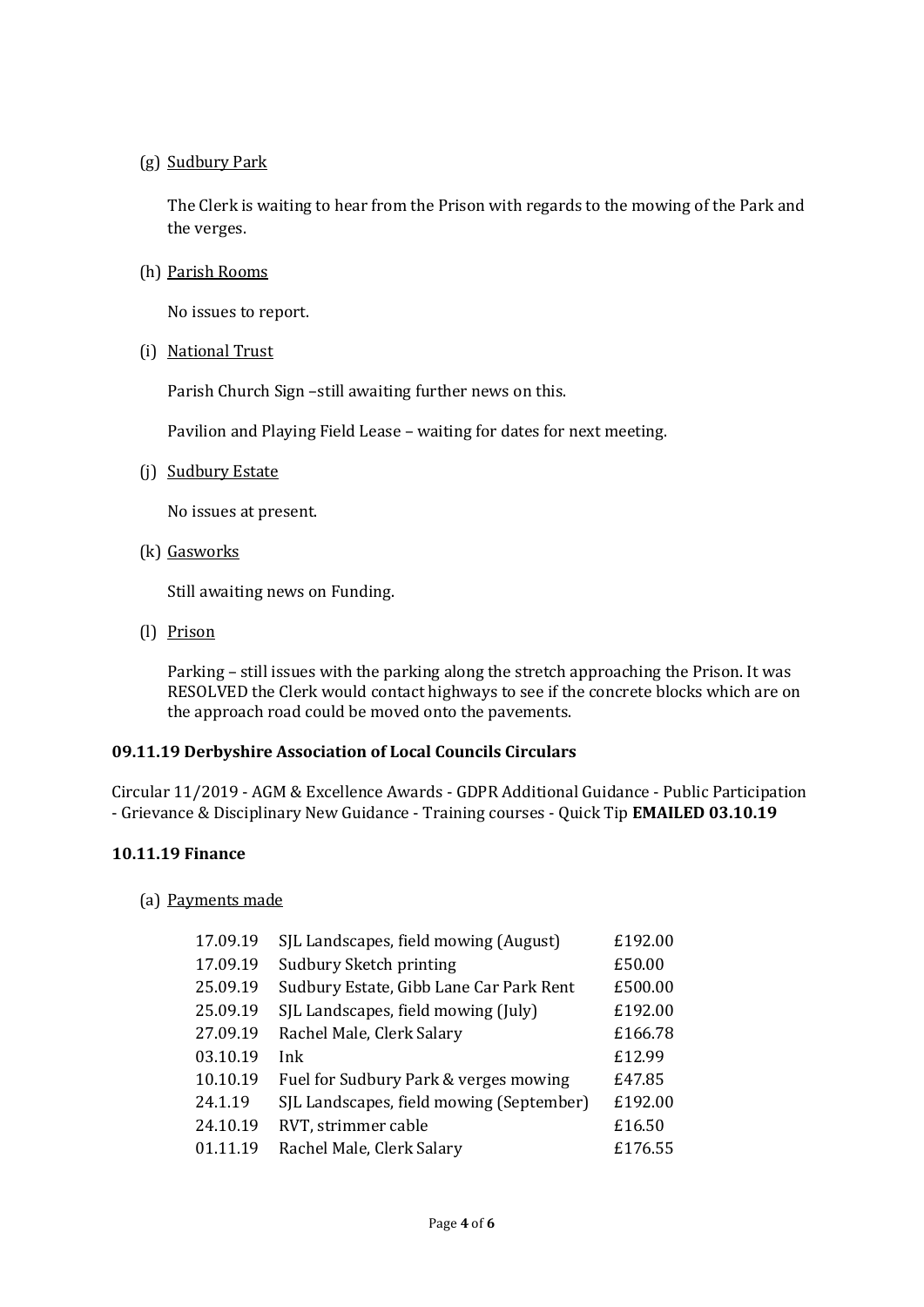(g) Sudbury Park

The Clerk is waiting to hear from the Prison with regards to the mowing of the Park and the verges.

(h) Parish Rooms

No issues to report.

(i) National Trust

Parish Church Sign –still awaiting further news on this.

Pavilion and Playing Field Lease – waiting for dates for next meeting.

(j) Sudbury Estate

No issues at present.

(k) Gasworks

Still awaiting news on Funding.

(l) Prison

Parking – still issues with the parking along the stretch approaching the Prison. It was RESOLVED the Clerk would contact highways to see if the concrete blocks which are on the approach road could be moved onto the pavements.

**09.11.19 Derbyshire Association of Local Councils Circulars**

Circular 11/2019 - AGM & Excellence Awards - GDPR Additional Guidance - Public Participation - Grievance & Disciplinary New Guidance - Training courses - Quick Tip **EMAILED 03.10.19**

**10.11.19 Finance**

(a) Payments made

| | | |
|---|---|---|
| 17.09.19 | SJL Landscapes, field mowing (August) | £192.00 |
| 17.09.19 | Sudbury Sketch printing | £50.00 |
| 25.09.19 | Sudbury Estate, Gibb Lane Car Park Rent | £500.00 |
| 25.09.19 | SJL Landscapes, field mowing (July) | £192.00 |
| 27.09.19 | Rachel Male, Clerk Salary | £166.78 |
| 03.10.19 | Ink | £12.99 |
| 10.10.19 | Fuel for Sudbury Park & verges mowing | £47.85 |
| 24.1.19 | SJL Landscapes, field mowing (September) | £192.00 |
| 24.10.19 | RVT, strimmer cable | £16.50 |
| 01.11.19 | Rachel Male, Clerk Salary | £176.55 |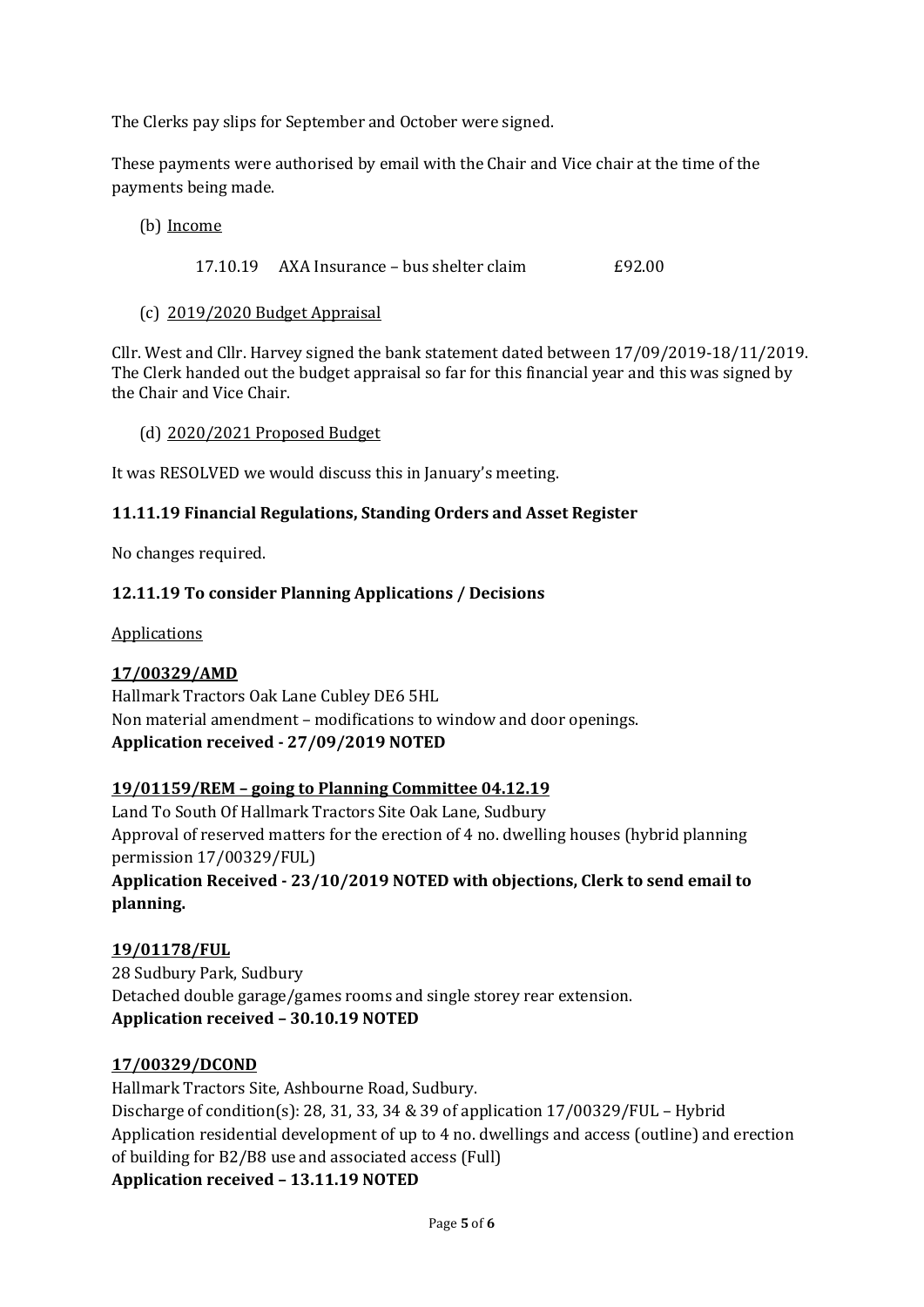The Clerks pay slips for September and October were signed.

These payments were authorised by email with the Chair and Vice chair at the time of the payments being made.

(b) Income

17.10.19 AXA Insurance – bus shelter claim £92.00

(c) 2019/2020 Budget Appraisal

Cllr. West and Cllr. Harvey signed the bank statement dated between 17/09/2019-18/11/2019. The Clerk handed out the budget appraisal so far for this financial year and this was signed by the Chair and Vice Chair.

(d) 2020/2021 Proposed Budget

It was RESOLVED we would discuss this in January's meeting.

**11.11.19 Financial Regulations, Standing Orders and Asset Register**

No changes required.

**12.11.19 To consider Planning Applications / Decisions**

Applications

**17/00329/AMD**

Hallmark Tractors Oak Lane Cubley DE6 5HL
Non material amendment – modifications to window and door openings.
**Application received - 27/09/2019 NOTED**

**19/01159/REM – going to Planning Committee 04.12.19**

Land To South Of Hallmark Tractors Site Oak Lane, Sudbury
Approval of reserved matters for the erection of 4 no. dwelling houses (hybrid planning permission 17/00329/FUL)
**Application Received - 23/10/2019 NOTED with objections, Clerk to send email to planning.**

**19/01178/FUL**

28 Sudbury Park, Sudbury
Detached double garage/games rooms and single storey rear extension.
**Application received – 30.10.19 NOTED**

**17/00329/DCOND**

Hallmark Tractors Site, Ashbourne Road, Sudbury.
Discharge of condition(s): 28, 31, 33, 34 & 39 of application 17/00329/FUL – Hybrid Application residential development of up to 4 no. dwellings and access (outline) and erection of building for B2/B8 use and associated access (Full)
**Application received – 13.11.19 NOTED**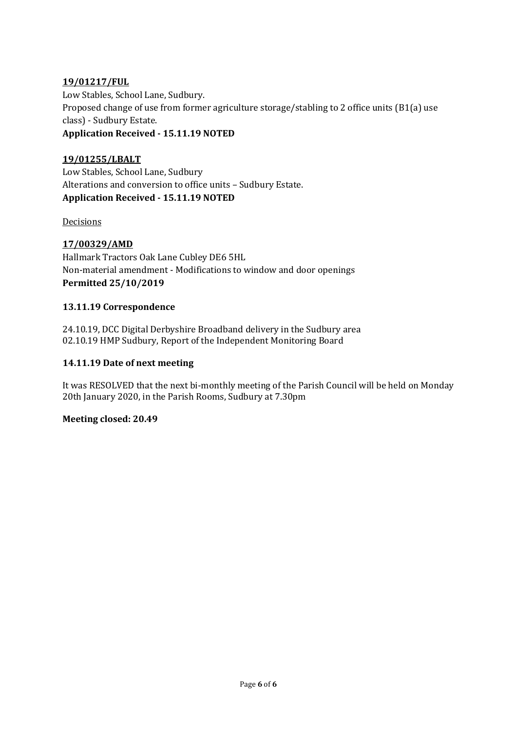**19/01217/FUL**

Low Stables, School Lane, Sudbury.
Proposed change of use from former agriculture storage/stabling to 2 office units (B1(a) use class) - Sudbury Estate.
**Application Received - 15.11.19 NOTED**

**19/01255/LBALT**

Low Stables, School Lane, Sudbury
Alterations and conversion to office units – Sudbury Estate.
**Application Received - 15.11.19 NOTED**

Decisions

**17/00329/AMD**

Hallmark Tractors Oak Lane Cubley DE6 5HL
Non-material amendment - Modifications to window and door openings
**Permitted 25/10/2019**

**13.11.19 Correspondence**

24.10.19, DCC Digital Derbyshire Broadband delivery in the Sudbury area
02.10.19 HMP Sudbury, Report of the Independent Monitoring Board

**14.11.19 Date of next meeting**

It was RESOLVED that the next bi-monthly meeting of the Parish Council will be held on Monday 20th January 2020, in the Parish Rooms, Sudbury at 7.30pm

**Meeting closed: 20.49**